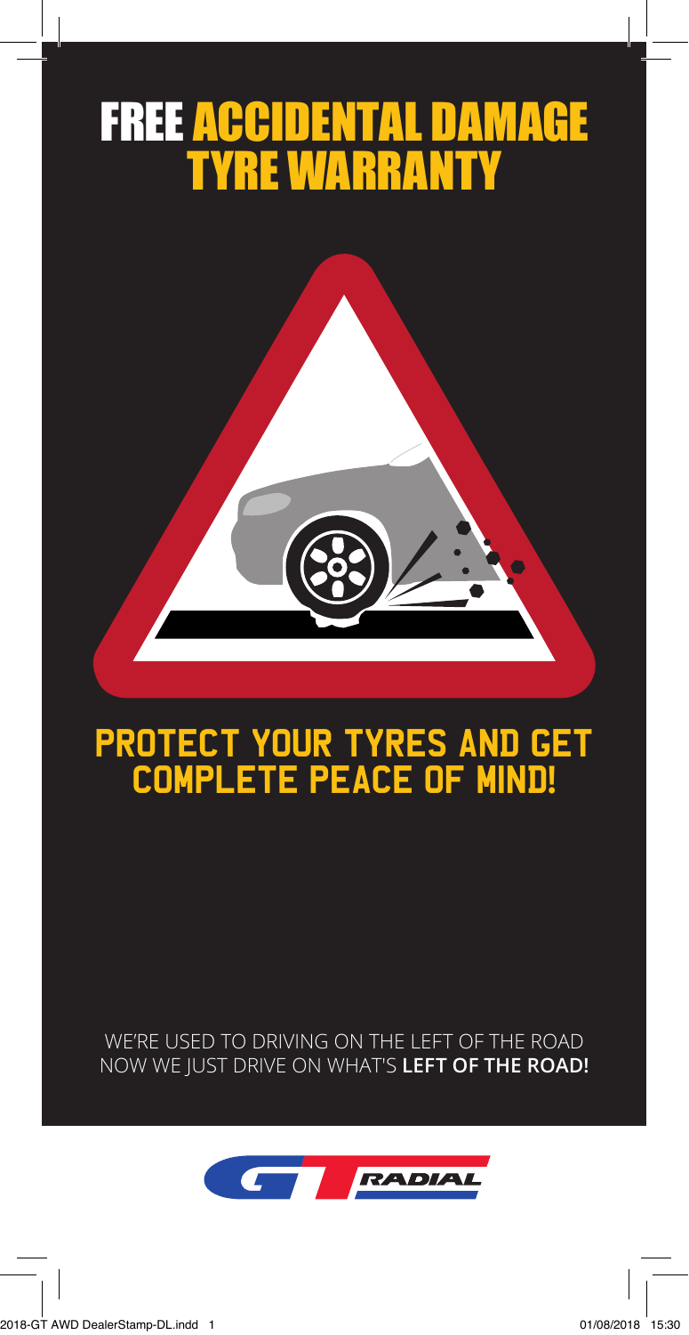# FREE ACCIDENTAL DAMAGE TYRE WARRANTY

## PROTECT YOUR TYRES AND GET COMPLETE PEACE OF MIND!

WE'RE USED TO DRIVING ON THE LEFT OF THE ROAD
NOW WE JUST DRIVE ON WHAT'S **LEFT OF THE ROAD!**

GT RADIAL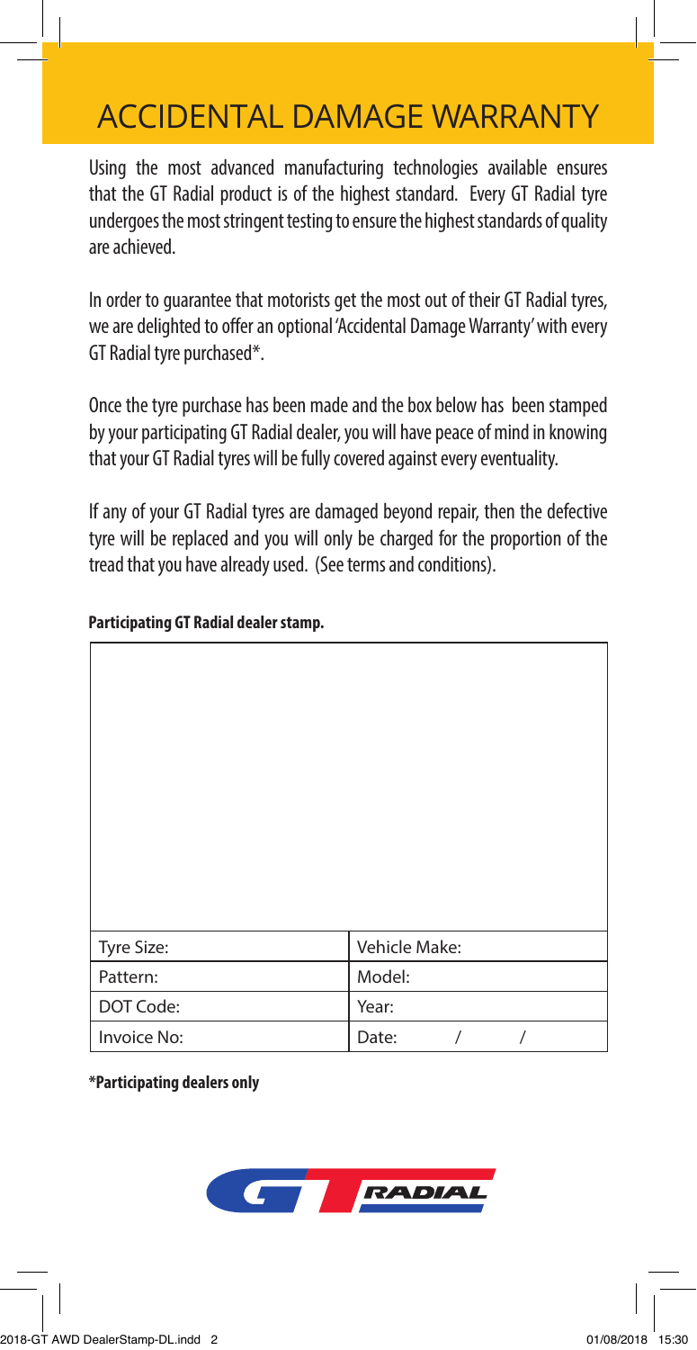# ACCIDENTAL DAMAGE WARRANTY

Using the most advanced manufacturing technologies available ensures that the GT Radial product is of the highest standard. Every GT Radial tyre undergoes the most stringent testing to ensure the highest standards of quality are achieved.

In order to guarantee that motorists get the most out of their GT Radial tyres, we are delighted to offer an optional 'Accidental Damage Warranty' with every GT Radial tyre purchased*.

Once the tyre purchase has been made and the box below has been stamped by your participating GT Radial dealer, you will have peace of mind in knowing that your GT Radial tyres will be fully covered against every eventuality.

If any of your GT Radial tyres are damaged beyond repair, then the defective tyre will be replaced and you will only be charged for the proportion of the tread that you have already used. (See terms and conditions).

**Participating GT Radial dealer stamp.**

| Tyre Size: | Vehicle Make: |
|---|---|
| Pattern: | Model: |
| DOT Code: | Year: |
| Invoice No: | Date: / / |

**\*Participating dealers only**

GT RADIAL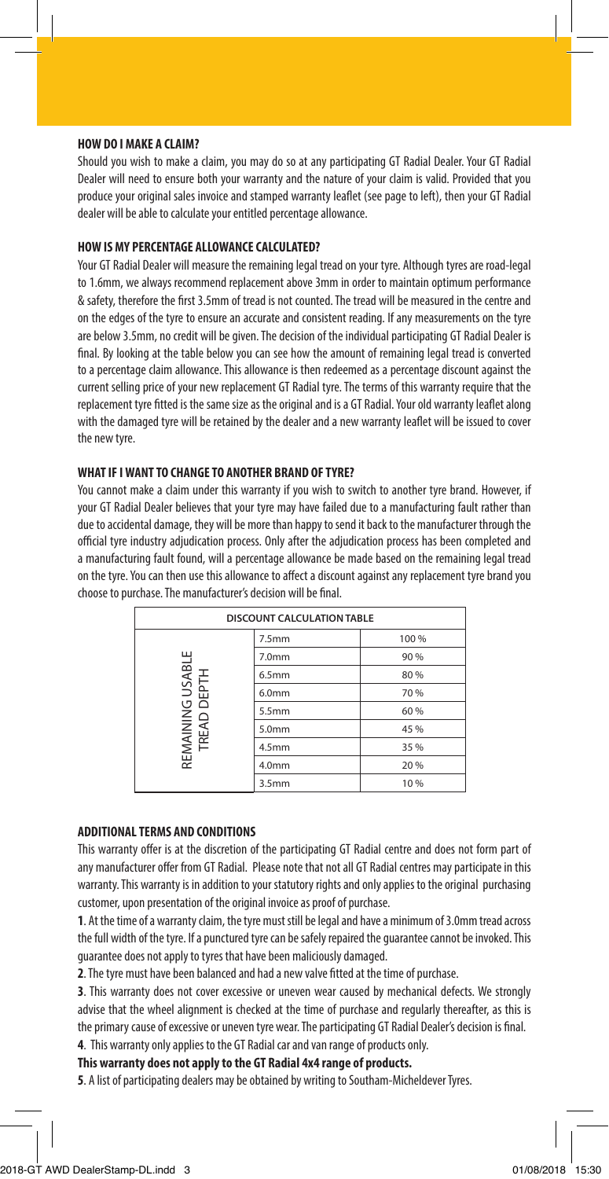## HOW DO I MAKE A CLAIM?

Should you wish to make a claim, you may do so at any participating GT Radial Dealer. Your GT Radial Dealer will need to ensure both your warranty and the nature of your claim is valid. Provided that you produce your original sales invoice and stamped warranty leaflet (see page to left), then your GT Radial dealer will be able to calculate your entitled percentage allowance.

## HOW IS MY PERCENTAGE ALLOWANCE CALCULATED?

Your GT Radial Dealer will measure the remaining legal tread on your tyre. Although tyres are road-legal to 1.6mm, we always recommend replacement above 3mm in order to maintain optimum performance & safety, therefore the first 3.5mm of tread is not counted. The tread will be measured in the centre and on the edges of the tyre to ensure an accurate and consistent reading. If any measurements on the tyre are below 3.5mm, no credit will be given. The decision of the individual participating GT Radial Dealer is final. By looking at the table below you can see how the amount of remaining legal tread is converted to a percentage claim allowance. This allowance is then redeemed as a percentage discount against the current selling price of your new replacement GT Radial tyre. The terms of this warranty require that the replacement tyre fitted is the same size as the original and is a GT Radial. Your old warranty leaflet along with the damaged tyre will be retained by the dealer and a new warranty leaflet will be issued to cover the new tyre.

## WHAT IF I WANT TO CHANGE TO ANOTHER BRAND OF TYRE?

You cannot make a claim under this warranty if you wish to switch to another tyre brand. However, if your GT Radial Dealer believes that your tyre may have failed due to a manufacturing fault rather than due to accidental damage, they will be more than happy to send it back to the manufacturer through the official tyre industry adjudication process. Only after the adjudication process has been completed and a manufacturing fault found, will a percentage allowance be made based on the remaining legal tread on the tyre. You can then use this allowance to affect a discount against any replacement tyre brand you choose to purchase. The manufacturer's decision will be final.

| DISCOUNT CALCULATION TABLE | | |
|---|---|---|
| REMAINING USABLE TREAD DEPTH | 7.5mm | 100 % |
| | 7.0mm | 90 % |
| | 6.5mm | 80 % |
| | 6.0mm | 70 % |
| | 5.5mm | 60 % |
| | 5.0mm | 45 % |
| | 4.5mm | 35 % |
| | 4.0mm | 20 % |
| | 3.5mm | 10 % |

## ADDITIONAL TERMS AND CONDITIONS

This warranty offer is at the discretion of the participating GT Radial centre and does not form part of any manufacturer offer from GT Radial. Please note that not all GT Radial centres may participate in this warranty. This warranty is in addition to your statutory rights and only applies to the original purchasing customer, upon presentation of the original invoice as proof of purchase.

**1**. At the time of a warranty claim, the tyre must still be legal and have a minimum of 3.0mm tread across the full width of the tyre. If a punctured tyre can be safely repaired the guarantee cannot be invoked. This guarantee does not apply to tyres that have been maliciously damaged.

**2**. The tyre must have been balanced and had a new valve fitted at the time of purchase.

**3**. This warranty does not cover excessive or uneven wear caused by mechanical defects. We strongly advise that the wheel alignment is checked at the time of purchase and regularly thereafter, as this is the primary cause of excessive or uneven tyre wear. The participating GT Radial Dealer's decision is final.

**4**. This warranty only applies to the GT Radial car and van range of products only.

**This warranty does not apply to the GT Radial 4x4 range of products.**

**5**. A list of participating dealers may be obtained by writing to Southam-Micheldever Tyres.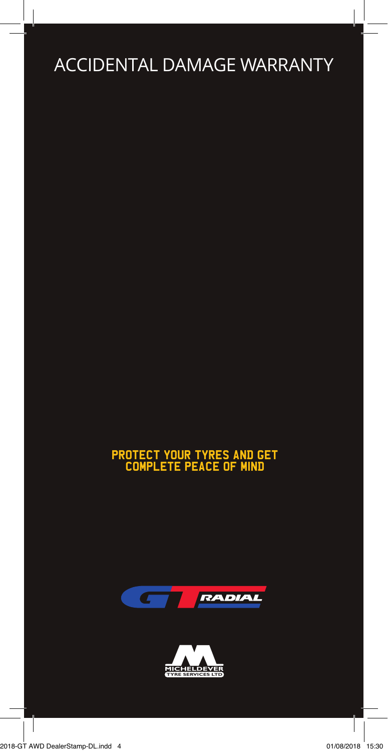# ACCIDENTAL DAMAGE WARRANTY

**PROTECT YOUR TYRES AND GET COMPLETE PEACE OF MIND**

GT RADIAL

MICHELDEVER TYRE SERVICES LTD